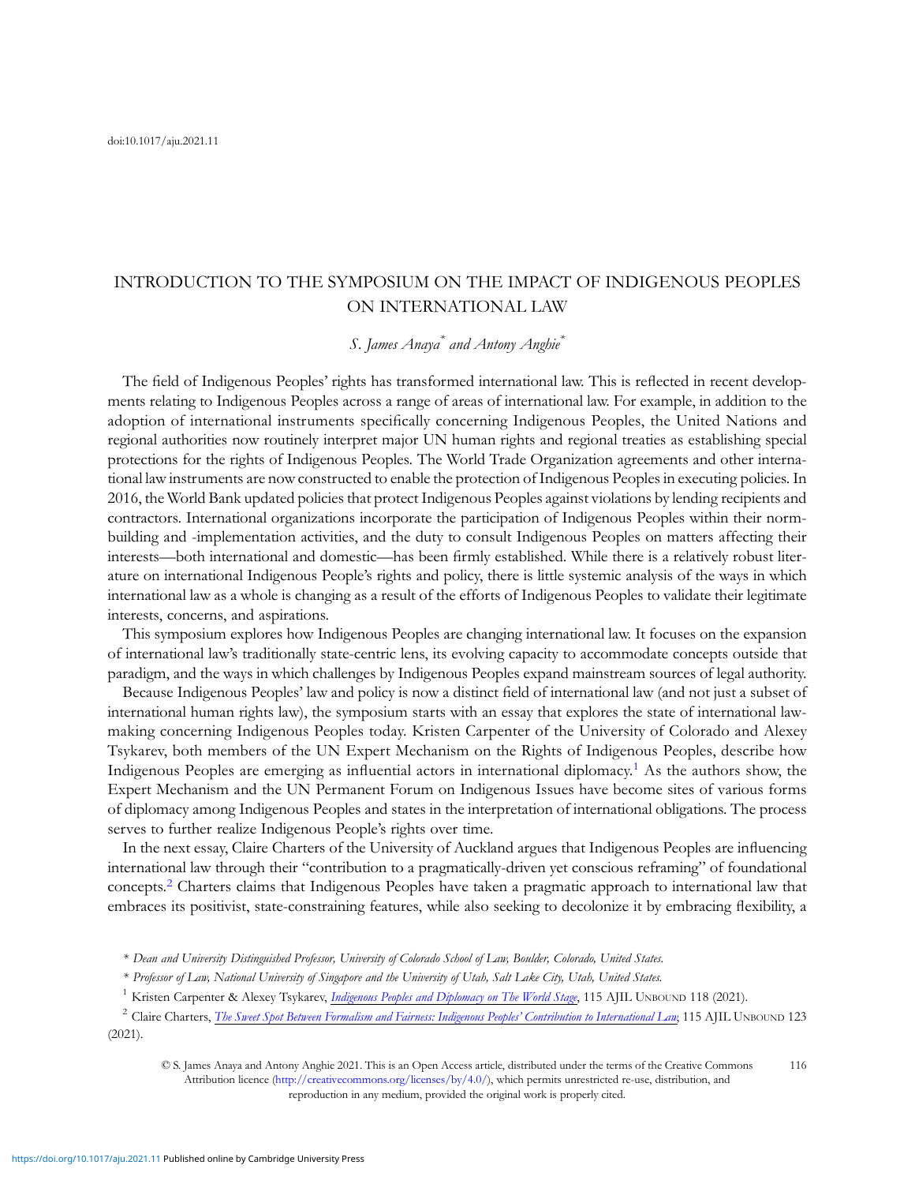doi:10.1017/aju.2021.11

# INTRODUCTION TO THE SYMPOSIUM ON THE IMPACT OF INDIGENOUS PEOPLES ON INTERNATIONAL LAW

*S. James Anaya*[*] *and Antony Anghie*[*]

The field of Indigenous Peoples' rights has transformed international law. This is reflected in recent developments relating to Indigenous Peoples across a range of areas of international law. For example, in addition to the adoption of international instruments specifically concerning Indigenous Peoples, the United Nations and regional authorities now routinely interpret major UN human rights and regional treaties as establishing special protections for the rights of Indigenous Peoples. The World Trade Organization agreements and other international law instruments are now constructed to enable the protection of Indigenous Peoples in executing policies. In 2016, the World Bank updated policies that protect Indigenous Peoples against violations by lending recipients and contractors. International organizations incorporate the participation of Indigenous Peoples within their norm-building and -implementation activities, and the duty to consult Indigenous Peoples on matters affecting their interests—both international and domestic—has been firmly established. While there is a relatively robust literature on international Indigenous People's rights and policy, there is little systemic analysis of the ways in which international law as a whole is changing as a result of the efforts of Indigenous Peoples to validate their legitimate interests, concerns, and aspirations.

This symposium explores how Indigenous Peoples are changing international law. It focuses on the expansion of international law's traditionally state-centric lens, its evolving capacity to accommodate concepts outside that paradigm, and the ways in which challenges by Indigenous Peoples expand mainstream sources of legal authority.

Because Indigenous Peoples' law and policy is now a distinct field of international law (and not just a subset of international human rights law), the symposium starts with an essay that explores the state of international law-making concerning Indigenous Peoples today. Kristen Carpenter of the University of Colorado and Alexey Tsykarev, both members of the UN Expert Mechanism on the Rights of Indigenous Peoples, describe how Indigenous Peoples are emerging as influential actors in international diplomacy.[1] As the authors show, the Expert Mechanism and the UN Permanent Forum on Indigenous Issues have become sites of various forms of diplomacy among Indigenous Peoples and states in the interpretation of international obligations. The process serves to further realize Indigenous People's rights over time.

In the next essay, Claire Charters of the University of Auckland argues that Indigenous Peoples are influencing international law through their "contribution to a pragmatically-driven yet conscious reframing" of foundational concepts.[2] Charters claims that Indigenous Peoples have taken a pragmatic approach to international law that embraces its positivist, state-constraining features, while also seeking to decolonize it by embracing flexibility, a

\* *Dean and University Distinguished Professor, University of Colorado School of Law, Boulder, Colorado, United States.*

\* *Professor of Law, National University of Singapore and the University of Utah, Salt Lake City, Utah, United States.*

[1] Kristen Carpenter & Alexey Tsykarev, *Indigenous Peoples and Diplomacy on The World Stage*, 115 AJIL Unbound 118 (2021).

[2] Claire Charters, *The Sweet Spot Between Formalism and Fairness: Indigenous Peoples' Contribution to International Law*, 115 AJIL Unbound 123 (2021).

© S. James Anaya and Antony Anghie 2021. This is an Open Access article, distributed under the terms of the Creative Commons Attribution licence (http://creativecommons.org/licenses/by/4.0/), which permits unrestricted re-use, distribution, and reproduction in any medium, provided the original work is properly cited.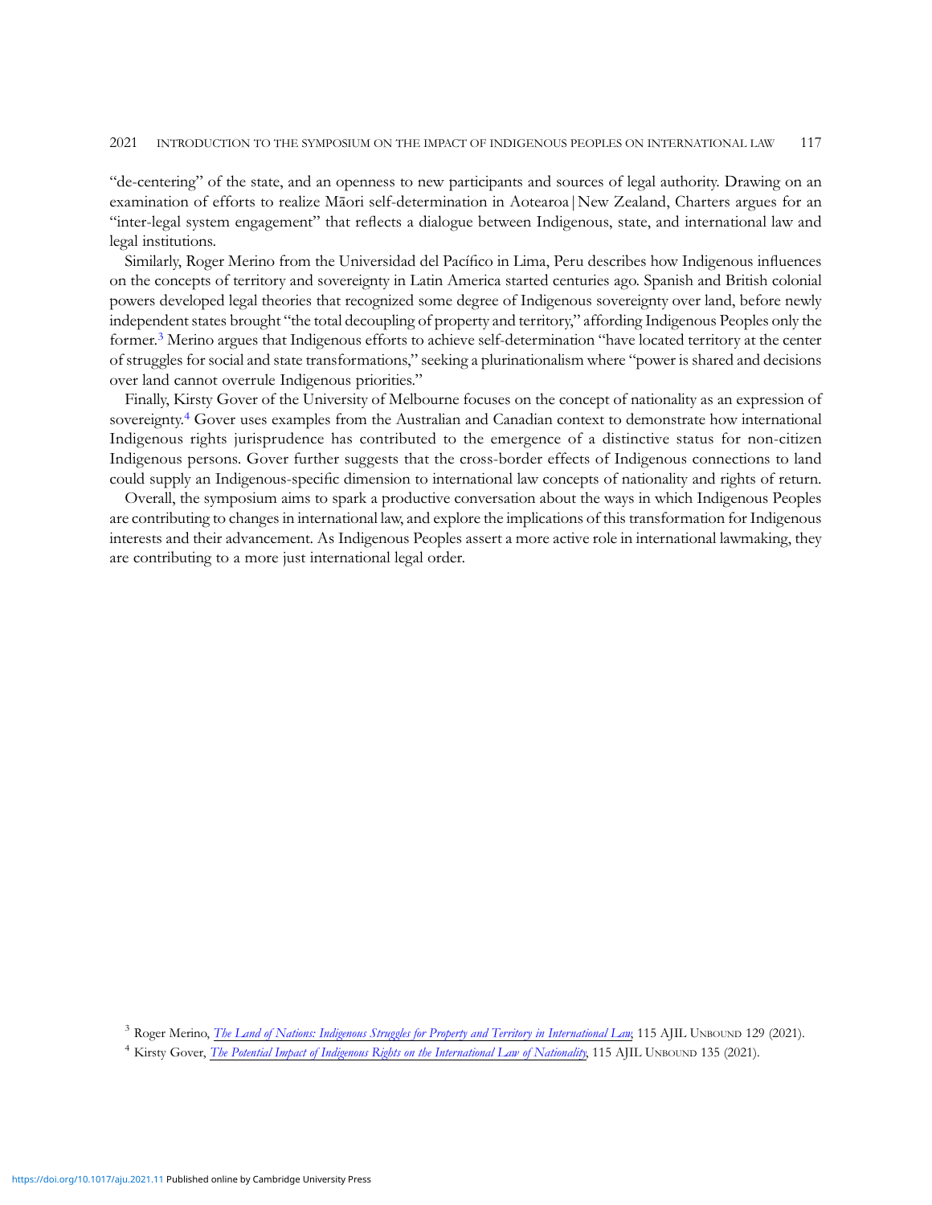"de-centering" of the state, and an openness to new participants and sources of legal authority. Drawing on an examination of efforts to realize Māori self-determination in Aotearoa|New Zealand, Charters argues for an "inter-legal system engagement" that reflects a dialogue between Indigenous, state, and international law and legal institutions.

Similarly, Roger Merino from the Universidad del Pacífico in Lima, Peru describes how Indigenous influences on the concepts of territory and sovereignty in Latin America started centuries ago. Spanish and British colonial powers developed legal theories that recognized some degree of Indigenous sovereignty over land, before newly independent states brought "the total decoupling of property and territory," affording Indigenous Peoples only the former.[3] Merino argues that Indigenous efforts to achieve self-determination "have located territory at the center of struggles for social and state transformations," seeking a plurinationalism where "power is shared and decisions over land cannot overrule Indigenous priorities."

Finally, Kirsty Gover of the University of Melbourne focuses on the concept of nationality as an expression of sovereignty.[4] Gover uses examples from the Australian and Canadian context to demonstrate how international Indigenous rights jurisprudence has contributed to the emergence of a distinctive status for non-citizen Indigenous persons. Gover further suggests that the cross-border effects of Indigenous connections to land could supply an Indigenous-specific dimension to international law concepts of nationality and rights of return.

Overall, the symposium aims to spark a productive conversation about the ways in which Indigenous Peoples are contributing to changes in international law, and explore the implications of this transformation for Indigenous interests and their advancement. As Indigenous Peoples assert a more active role in international lawmaking, they are contributing to a more just international legal order.

[3] Roger Merino, *The Land of Nations: Indigenous Struggles for Property and Territory in International Law*, 115 AJIL Unbound 129 (2021).

[4] Kirsty Gover, *The Potential Impact of Indigenous Rights on the International Law of Nationality*, 115 AJIL Unbound 135 (2021).